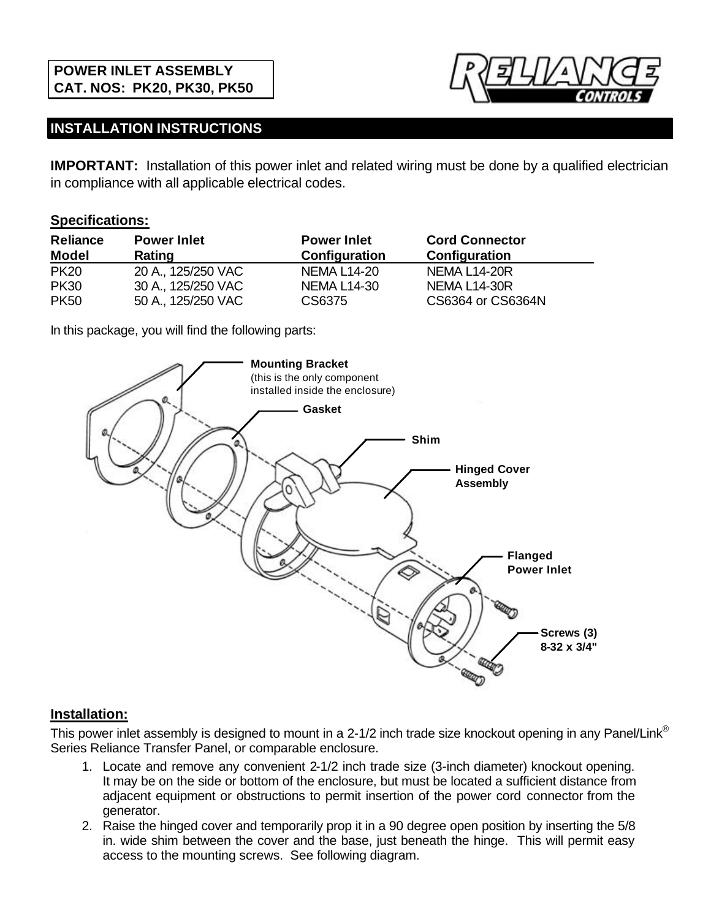**POWER INLET ASSEMBLY**
**CAT. NOS: PK20, PK30, PK50**

RELIANCE CONTROLS

## INSTALLATION INSTRUCTIONS

**IMPORTANT:** Installation of this power inlet and related wiring must be done by a qualified electrician in compliance with all applicable electrical codes.

### Specifications:

| Reliance Model | Power Inlet Rating | Power Inlet Configuration | Cord Connector Configuration |
|---|---|---|---|
| PK20 | 20 A., 125/250 VAC | NEMA L14-20 | NEMA L14-20R |
| PK30 | 30 A., 125/250 VAC | NEMA L14-30 | NEMA L14-30R |
| PK50 | 50 A., 125/250 VAC | CS6375 | CS6364 or CS6364N |

In this package, you will find the following parts:

**Mounting Bracket** (this is the only component installed inside the enclosure)
**Gasket**
**Shim**
**Hinged Cover Assembly**
**Flanged Power Inlet**
**Screws (3) 8-32 x 3/4"**

### Installation:

This power inlet assembly is designed to mount in a 2-1/2 inch trade size knockout opening in any Panel/Link® Series Reliance Transfer Panel, or comparable enclosure.

1. Locate and remove any convenient 2-1/2 inch trade size (3-inch diameter) knockout opening. It may be on the side or bottom of the enclosure, but must be located a sufficient distance from adjacent equipment or obstructions to permit insertion of the power cord connector from the generator.
2. Raise the hinged cover and temporarily prop it in a 90 degree open position by inserting the 5/8 in. wide shim between the cover and the base, just beneath the hinge. This will permit easy access to the mounting screws. See following diagram.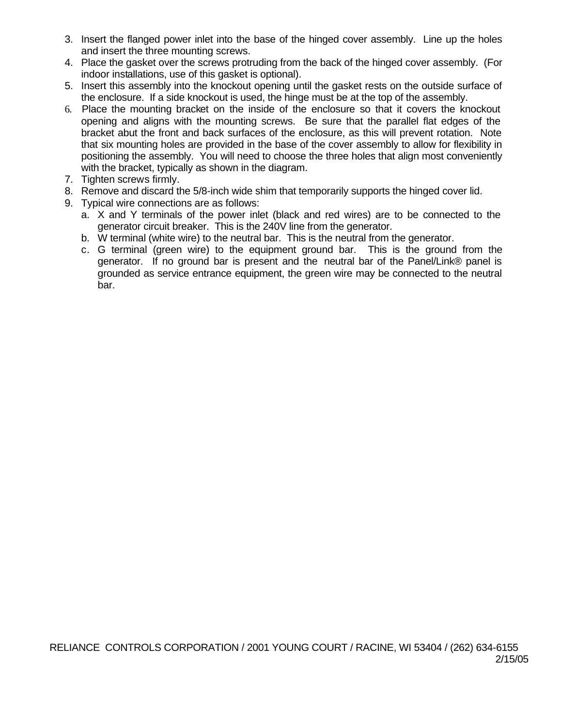3. Insert the flanged power inlet into the base of the hinged cover assembly. Line up the holes and insert the three mounting screws.
4. Place the gasket over the screws protruding from the back of the hinged cover assembly. (For indoor installations, use of this gasket is optional).
5. Insert this assembly into the knockout opening until the gasket rests on the outside surface of the enclosure. If a side knockout is used, the hinge must be at the top of the assembly.
6. Place the mounting bracket on the inside of the enclosure so that it covers the knockout opening and aligns with the mounting screws. Be sure that the parallel flat edges of the bracket abut the front and back surfaces of the enclosure, as this will prevent rotation. Note that six mounting holes are provided in the base of the cover assembly to allow for flexibility in positioning the assembly. You will need to choose the three holes that align most conveniently with the bracket, typically as shown in the diagram.
7. Tighten screws firmly.
8. Remove and discard the 5/8-inch wide shim that temporarily supports the hinged cover lid.
9. Typical wire connections are as follows:
   a. X and Y terminals of the power inlet (black and red wires) are to be connected to the generator circuit breaker. This is the 240V line from the generator.
   b. W terminal (white wire) to the neutral bar. This is the neutral from the generator.
   c. G terminal (green wire) to the equipment ground bar. This is the ground from the generator. If no ground bar is present and the neutral bar of the Panel/Link® panel is grounded as service entrance equipment, the green wire may be connected to the neutral bar.

RELIANCE CONTROLS CORPORATION / 2001 YOUNG COURT / RACINE, WI 53404 / (262) 634-6155

2/15/05